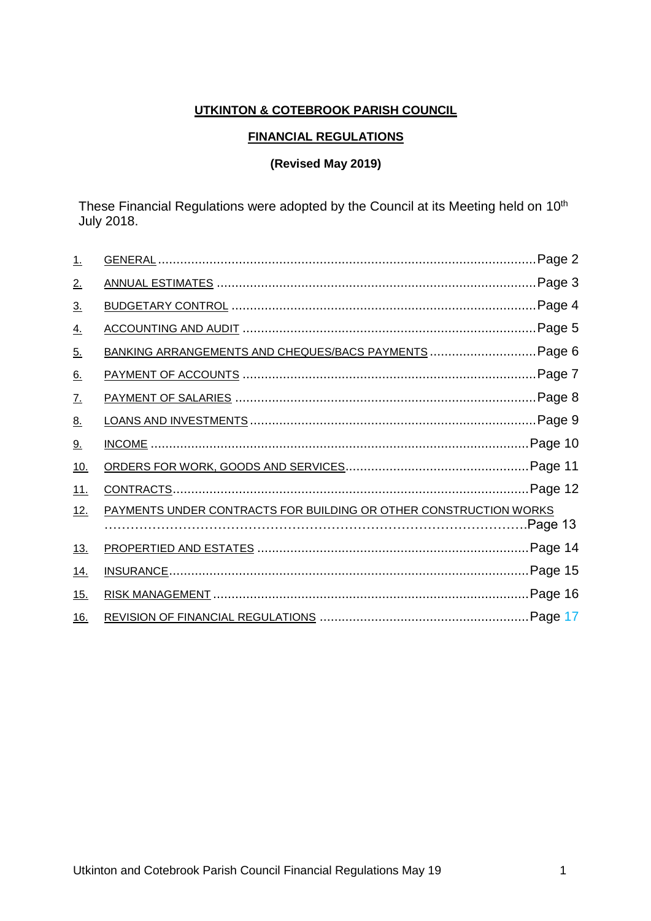# UTKINTON & COTEBROOK PARISH COUNCIL

## FINANCIAL REGULATIONS

**(Revised May 2019)**

These Financial Regulations were adopted by the Council at its Meeting held on 10th July 2018.

| | | |
|---|---|---|
| 1. | GENERAL | Page 2 |
| 2. | ANNUAL ESTIMATES | Page 3 |
| 3. | BUDGETARY CONTROL | Page 4 |
| 4. | ACCOUNTING AND AUDIT | Page 5 |
| 5. | BANKING ARRANGEMENTS AND CHEQUES/BACS PAYMENTS | Page 6 |
| 6. | PAYMENT OF ACCOUNTS | Page 7 |
| 7. | PAYMENT OF SALARIES | Page 8 |
| 8. | LOANS AND INVESTMENTS | Page 9 |
| 9. | INCOME | Page 10 |
| 10. | ORDERS FOR WORK, GOODS AND SERVICES | Page 11 |
| 11. | CONTRACTS | Page 12 |
| 12. | PAYMENTS UNDER CONTRACTS FOR BUILDING OR OTHER CONSTRUCTION WORKS | Page 13 |
| 13. | PROPERTIED AND ESTATES | Page 14 |
| 14. | INSURANCE | Page 15 |
| 15. | RISK MANAGEMENT | Page 16 |
| 16. | REVISION OF FINANCIAL REGULATIONS | Page 17 |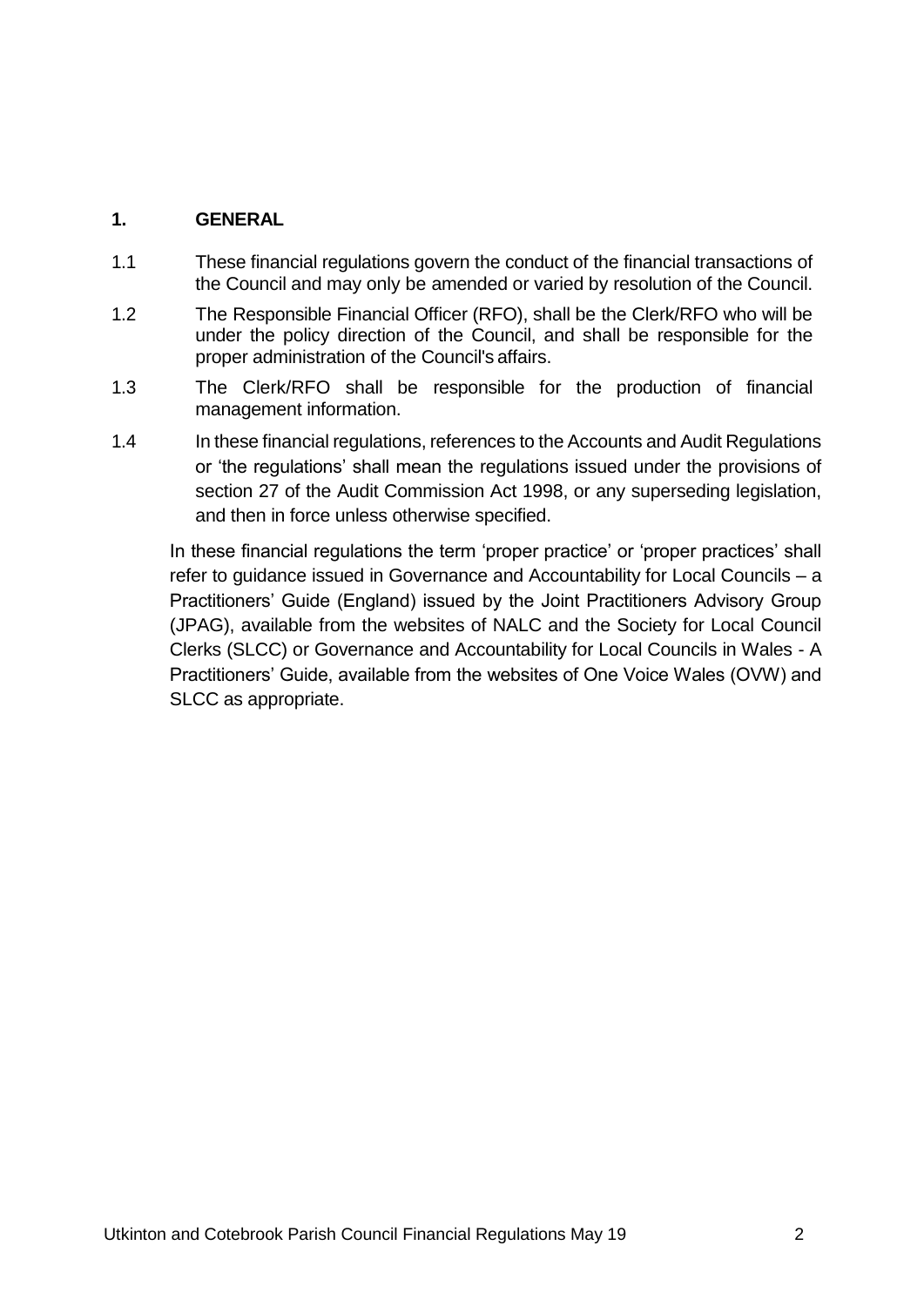## 1. GENERAL

1.1 These financial regulations govern the conduct of the financial transactions of the Council and may only be amended or varied by resolution of the Council.

1.2 The Responsible Financial Officer (RFO), shall be the Clerk/RFO who will be under the policy direction of the Council, and shall be responsible for the proper administration of the Council's affairs.

1.3 The Clerk/RFO shall be responsible for the production of financial management information.

1.4 In these financial regulations, references to the Accounts and Audit Regulations or 'the regulations' shall mean the regulations issued under the provisions of section 27 of the Audit Commission Act 1998, or any superseding legislation, and then in force unless otherwise specified.

In these financial regulations the term 'proper practice' or 'proper practices' shall refer to guidance issued in Governance and Accountability for Local Councils – a Practitioners' Guide (England) issued by the Joint Practitioners Advisory Group (JPAG), available from the websites of NALC and the Society for Local Council Clerks (SLCC) or Governance and Accountability for Local Councils in Wales - A Practitioners' Guide, available from the websites of One Voice Wales (OVW) and SLCC as appropriate.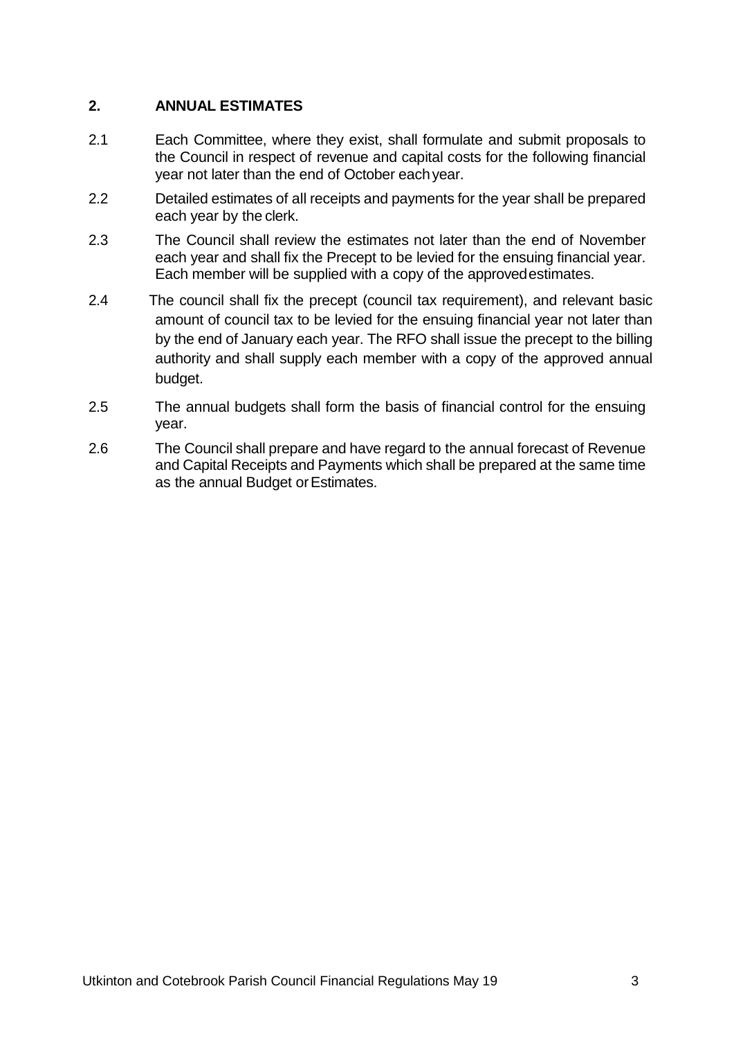## 2. ANNUAL ESTIMATES

2.1 Each Committee, where they exist, shall formulate and submit proposals to the Council in respect of revenue and capital costs for the following financial year not later than the end of October each year.

2.2 Detailed estimates of all receipts and payments for the year shall be prepared each year by the clerk.

2.3 The Council shall review the estimates not later than the end of November each year and shall fix the Precept to be levied for the ensuing financial year. Each member will be supplied with a copy of the approved estimates.

2.4 The council shall fix the precept (council tax requirement), and relevant basic amount of council tax to be levied for the ensuing financial year not later than by the end of January each year. The RFO shall issue the precept to the billing authority and shall supply each member with a copy of the approved annual budget.

2.5 The annual budgets shall form the basis of financial control for the ensuing year.

2.6 The Council shall prepare and have regard to the annual forecast of Revenue and Capital Receipts and Payments which shall be prepared at the same time as the annual Budget or Estimates.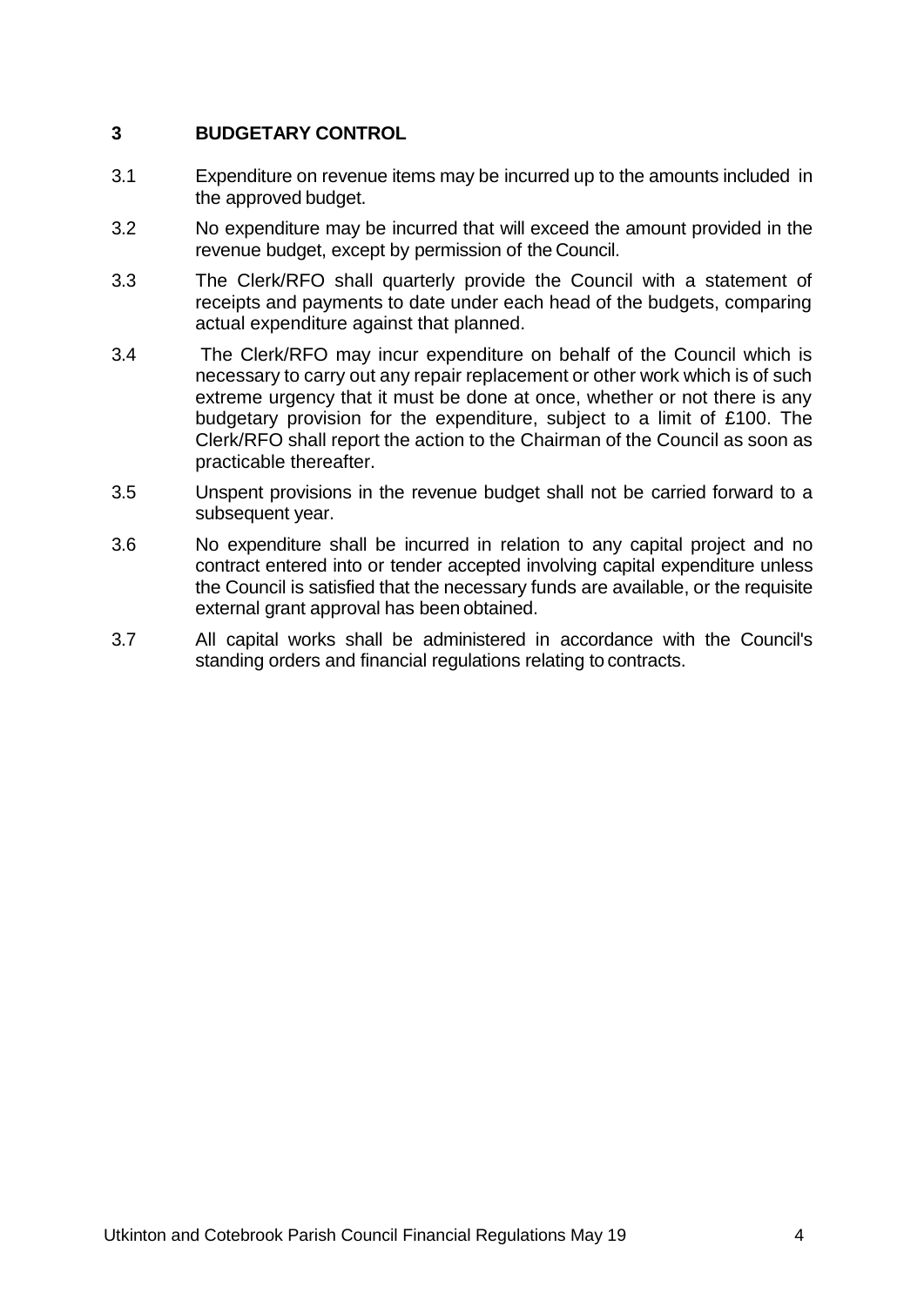## 3 BUDGETARY CONTROL

3.1 Expenditure on revenue items may be incurred up to the amounts included in the approved budget.

3.2 No expenditure may be incurred that will exceed the amount provided in the revenue budget, except by permission of the Council.

3.3 The Clerk/RFO shall quarterly provide the Council with a statement of receipts and payments to date under each head of the budgets, comparing actual expenditure against that planned.

3.4 The Clerk/RFO may incur expenditure on behalf of the Council which is necessary to carry out any repair replacement or other work which is of such extreme urgency that it must be done at once, whether or not there is any budgetary provision for the expenditure, subject to a limit of £100. The Clerk/RFO shall report the action to the Chairman of the Council as soon as practicable thereafter.

3.5 Unspent provisions in the revenue budget shall not be carried forward to a subsequent year.

3.6 No expenditure shall be incurred in relation to any capital project and no contract entered into or tender accepted involving capital expenditure unless the Council is satisfied that the necessary funds are available, or the requisite external grant approval has been obtained.

3.7 All capital works shall be administered in accordance with the Council's standing orders and financial regulations relating to contracts.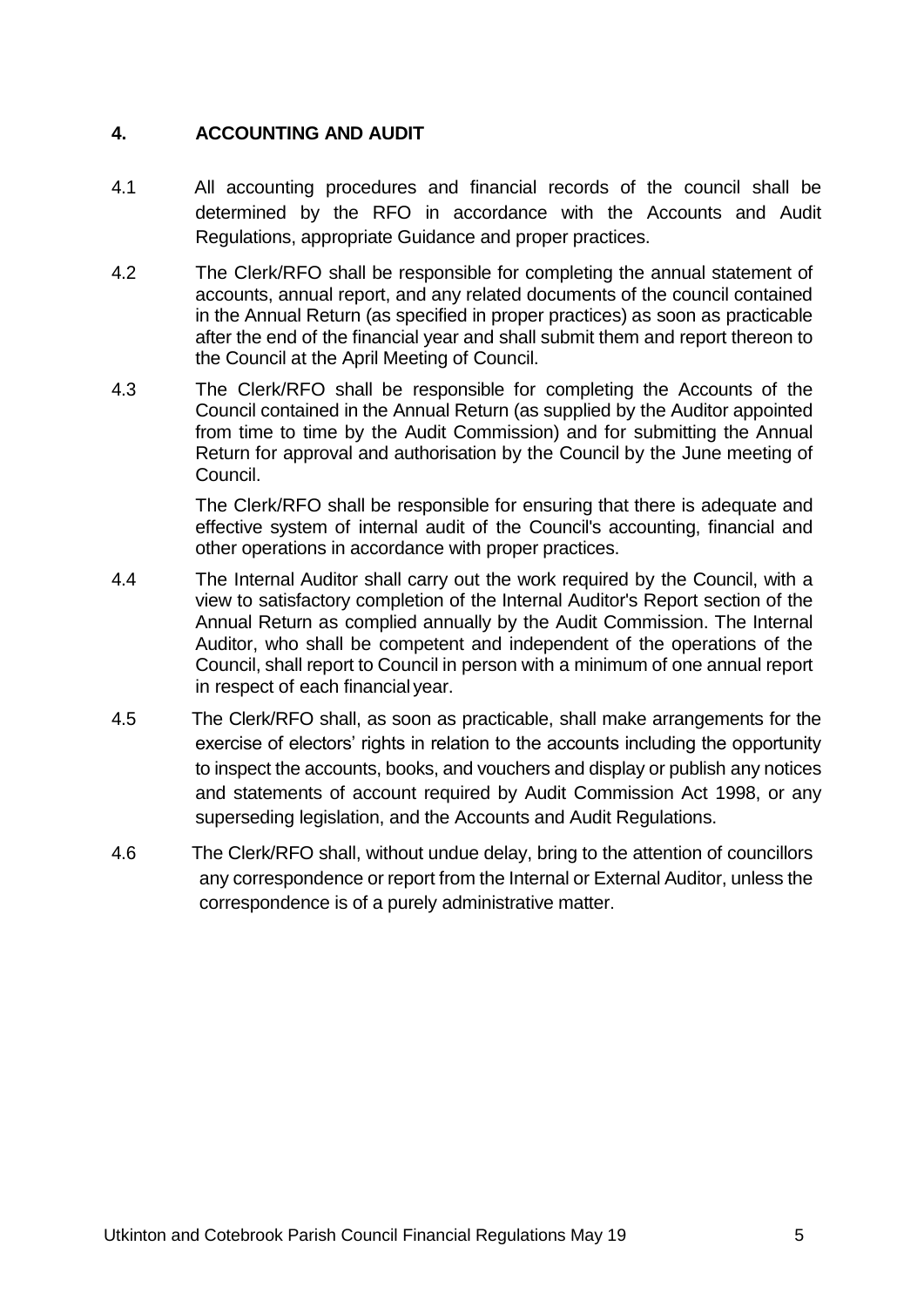## 4. ACCOUNTING AND AUDIT

4.1 All accounting procedures and financial records of the council shall be determined by the RFO in accordance with the Accounts and Audit Regulations, appropriate Guidance and proper practices.

4.2 The Clerk/RFO shall be responsible for completing the annual statement of accounts, annual report, and any related documents of the council contained in the Annual Return (as specified in proper practices) as soon as practicable after the end of the financial year and shall submit them and report thereon to the Council at the April Meeting of Council.

4.3 The Clerk/RFO shall be responsible for completing the Accounts of the Council contained in the Annual Return (as supplied by the Auditor appointed from time to time by the Audit Commission) and for submitting the Annual Return for approval and authorisation by the Council by the June meeting of Council.

The Clerk/RFO shall be responsible for ensuring that there is adequate and effective system of internal audit of the Council's accounting, financial and other operations in accordance with proper practices.

4.4 The Internal Auditor shall carry out the work required by the Council, with a view to satisfactory completion of the Internal Auditor's Report section of the Annual Return as complied annually by the Audit Commission. The Internal Auditor, who shall be competent and independent of the operations of the Council, shall report to Council in person with a minimum of one annual report in respect of each financial year.

4.5 The Clerk/RFO shall, as soon as practicable, shall make arrangements for the exercise of electors' rights in relation to the accounts including the opportunity to inspect the accounts, books, and vouchers and display or publish any notices and statements of account required by Audit Commission Act 1998, or any superseding legislation, and the Accounts and Audit Regulations.

4.6 The Clerk/RFO shall, without undue delay, bring to the attention of councillors any correspondence or report from the Internal or External Auditor, unless the correspondence is of a purely administrative matter.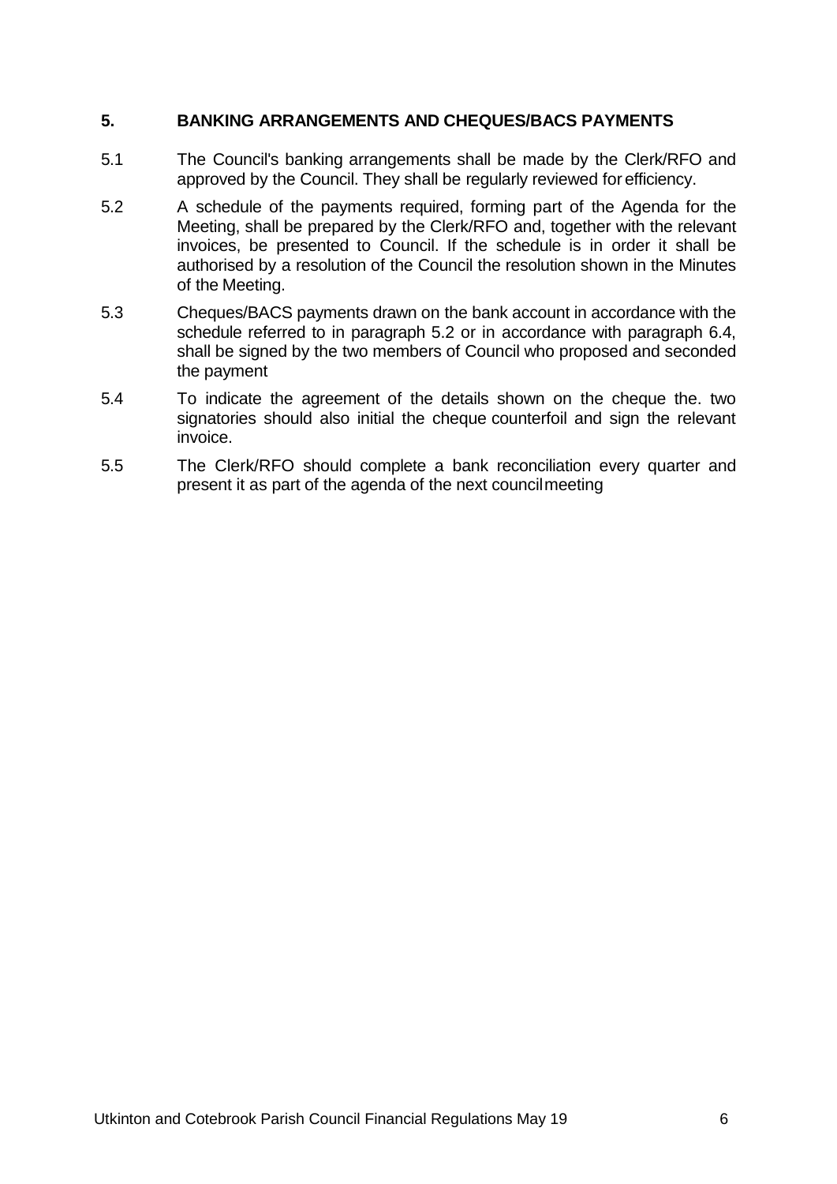## 5. BANKING ARRANGEMENTS AND CHEQUES/BACS PAYMENTS

5.1 The Council's banking arrangements shall be made by the Clerk/RFO and approved by the Council. They shall be regularly reviewed for efficiency.

5.2 A schedule of the payments required, forming part of the Agenda for the Meeting, shall be prepared by the Clerk/RFO and, together with the relevant invoices, be presented to Council. If the schedule is in order it shall be authorised by a resolution of the Council the resolution shown in the Minutes of the Meeting.

5.3 Cheques/BACS payments drawn on the bank account in accordance with the schedule referred to in paragraph 5.2 or in accordance with paragraph 6.4, shall be signed by the two members of Council who proposed and seconded the payment

5.4 To indicate the agreement of the details shown on the cheque the. two signatories should also initial the cheque counterfoil and sign the relevant invoice.

5.5 The Clerk/RFO should complete a bank reconciliation every quarter and present it as part of the agenda of the next council meeting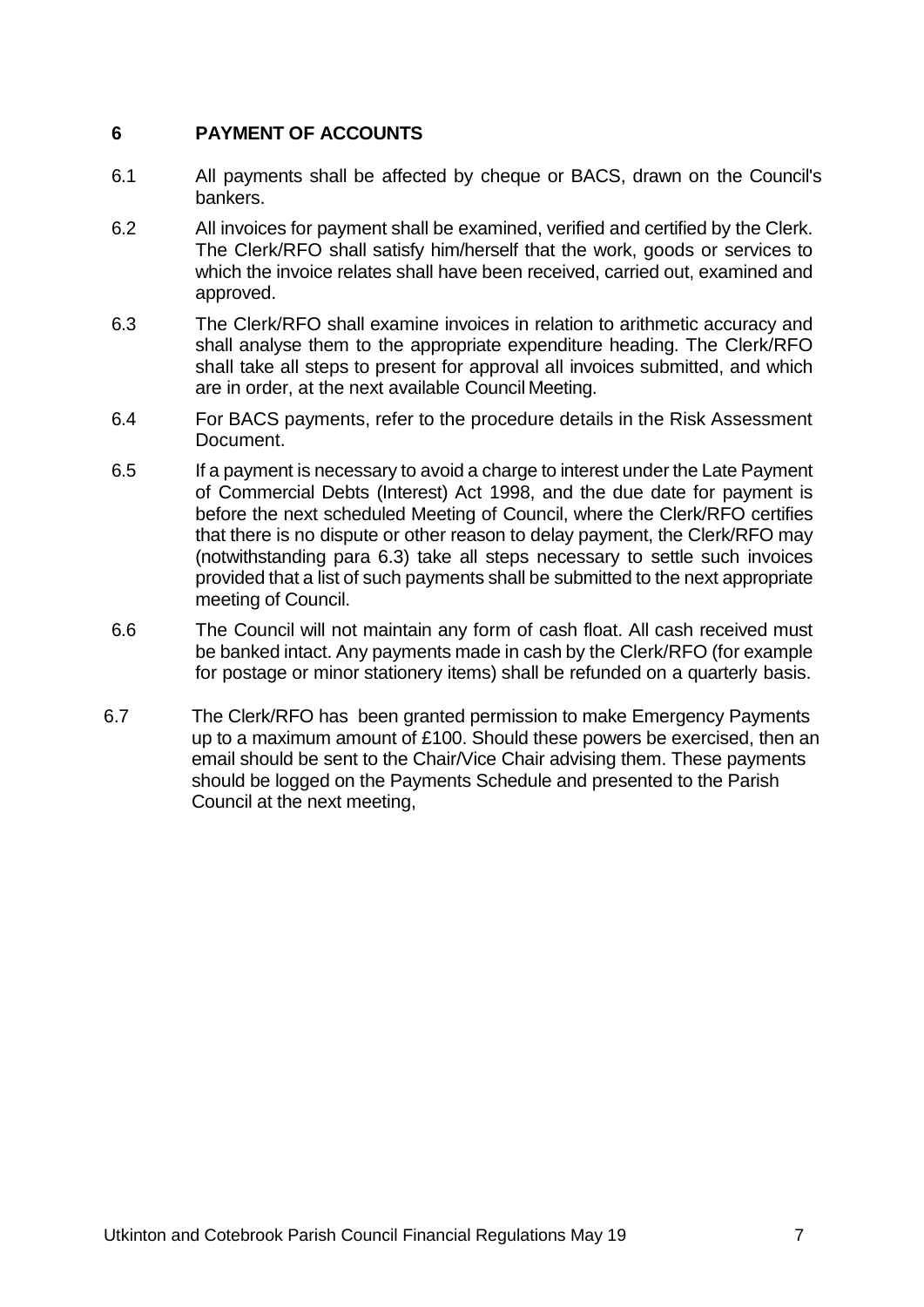## 6 PAYMENT OF ACCOUNTS

6.1 All payments shall be affected by cheque or BACS, drawn on the Council's bankers.

6.2 All invoices for payment shall be examined, verified and certified by the Clerk. The Clerk/RFO shall satisfy him/herself that the work, goods or services to which the invoice relates shall have been received, carried out, examined and approved.

6.3 The Clerk/RFO shall examine invoices in relation to arithmetic accuracy and shall analyse them to the appropriate expenditure heading. The Clerk/RFO shall take all steps to present for approval all invoices submitted, and which are in order, at the next available Council Meeting.

6.4 For BACS payments, refer to the procedure details in the Risk Assessment Document.

6.5 If a payment is necessary to avoid a charge to interest under the Late Payment of Commercial Debts (Interest) Act 1998, and the due date for payment is before the next scheduled Meeting of Council, where the Clerk/RFO certifies that there is no dispute or other reason to delay payment, the Clerk/RFO may (notwithstanding para 6.3) take all steps necessary to settle such invoices provided that a list of such payments shall be submitted to the next appropriate meeting of Council.

6.6 The Council will not maintain any form of cash float. All cash received must be banked intact. Any payments made in cash by the Clerk/RFO (for example for postage or minor stationery items) shall be refunded on a quarterly basis.

6.7 The Clerk/RFO has been granted permission to make Emergency Payments up to a maximum amount of £100. Should these powers be exercised, then an email should be sent to the Chair/Vice Chair advising them. These payments should be logged on the Payments Schedule and presented to the Parish Council at the next meeting,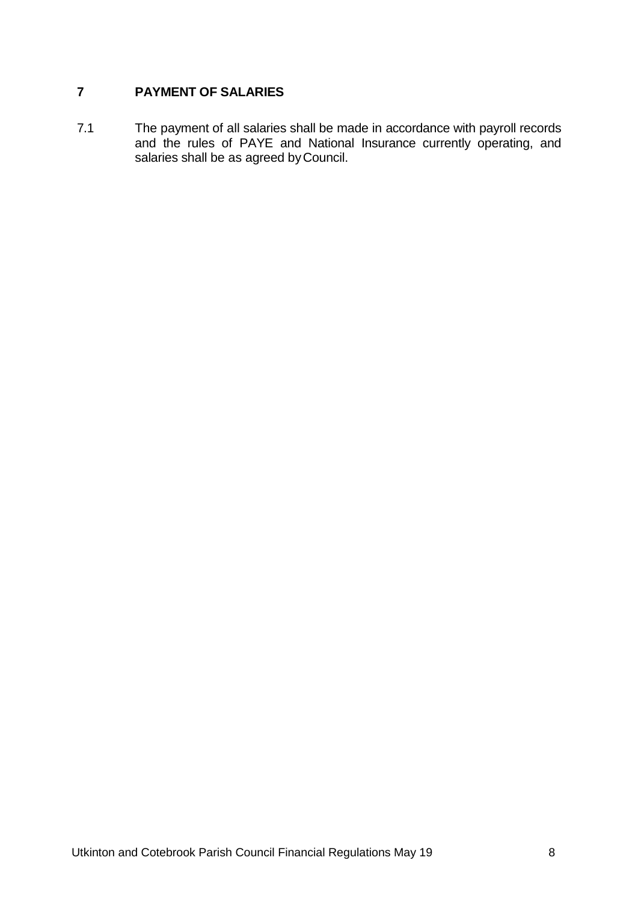## 7 PAYMENT OF SALARIES

7.1 The payment of all salaries shall be made in accordance with payroll records and the rules of PAYE and National Insurance currently operating, and salaries shall be as agreed by Council.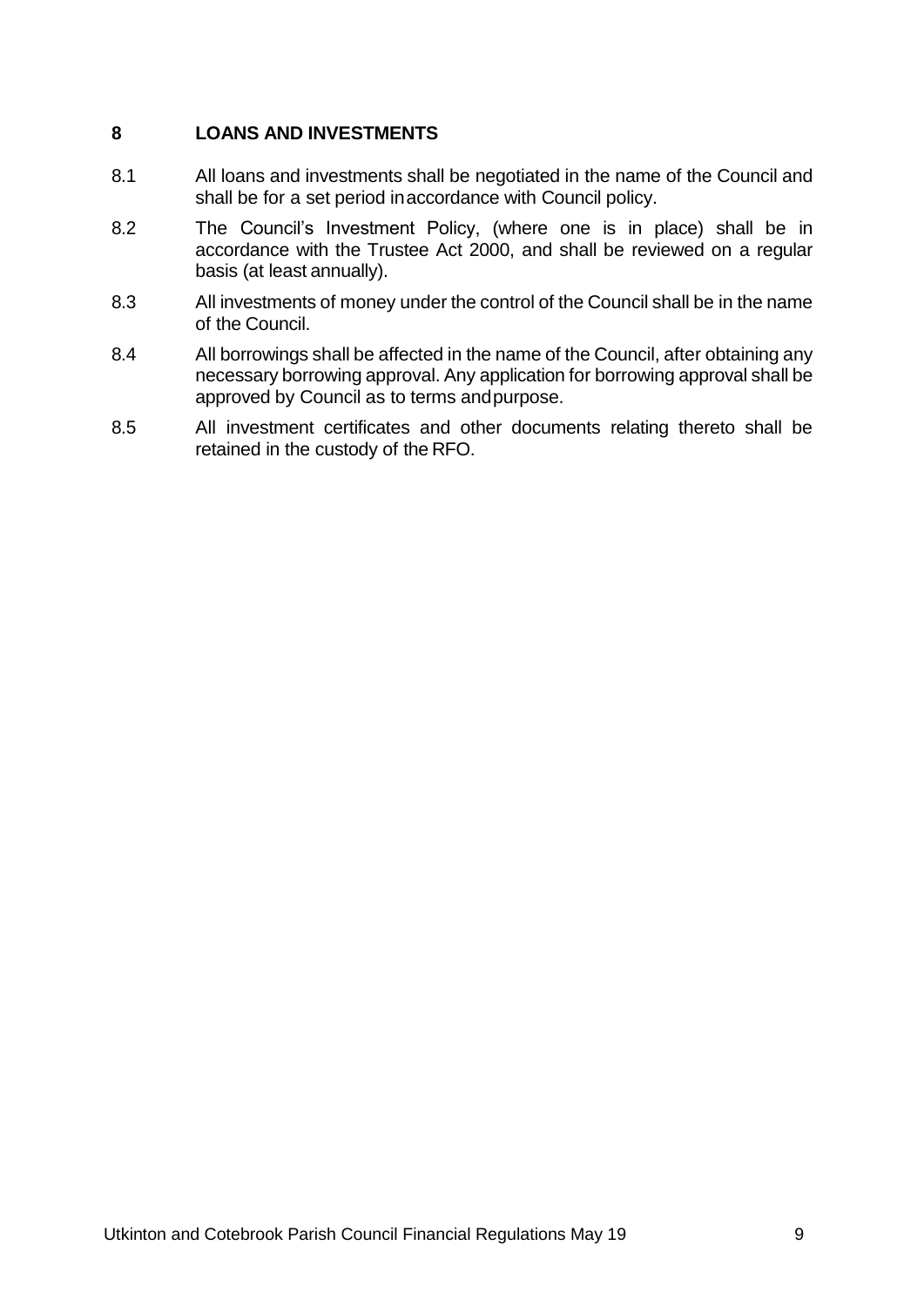## 8 LOANS AND INVESTMENTS

8.1 All loans and investments shall be negotiated in the name of the Council and shall be for a set period in accordance with Council policy.

8.2 The Council's Investment Policy, (where one is in place) shall be in accordance with the Trustee Act 2000, and shall be reviewed on a regular basis (at least annually).

8.3 All investments of money under the control of the Council shall be in the name of the Council.

8.4 All borrowings shall be affected in the name of the Council, after obtaining any necessary borrowing approval. Any application for borrowing approval shall be approved by Council as to terms and purpose.

8.5 All investment certificates and other documents relating thereto shall be retained in the custody of the RFO.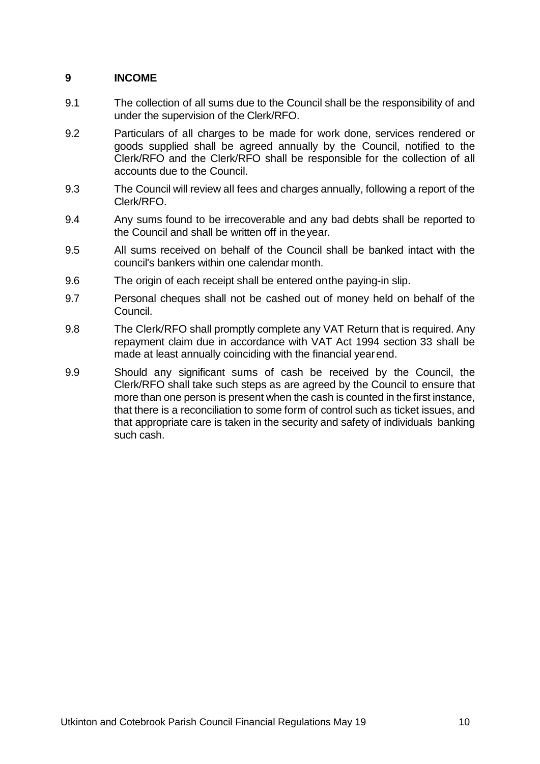## 9 INCOME

9.1 The collection of all sums due to the Council shall be the responsibility of and under the supervision of the Clerk/RFO.

9.2 Particulars of all charges to be made for work done, services rendered or goods supplied shall be agreed annually by the Council, notified to the Clerk/RFO and the Clerk/RFO shall be responsible for the collection of all accounts due to the Council.

9.3 The Council will review all fees and charges annually, following a report of the Clerk/RFO.

9.4 Any sums found to be irrecoverable and any bad debts shall be reported to the Council and shall be written off in the year.

9.5 All sums received on behalf of the Council shall be banked intact with the council's bankers within one calendar month.

9.6 The origin of each receipt shall be entered on the paying-in slip.

9.7 Personal cheques shall not be cashed out of money held on behalf of the Council.

9.8 The Clerk/RFO shall promptly complete any VAT Return that is required. Any repayment claim due in accordance with VAT Act 1994 section 33 shall be made at least annually coinciding with the financial year end.

9.9 Should any significant sums of cash be received by the Council, the Clerk/RFO shall take such steps as are agreed by the Council to ensure that more than one person is present when the cash is counted in the first instance, that there is a reconciliation to some form of control such as ticket issues, and that appropriate care is taken in the security and safety of individuals banking such cash.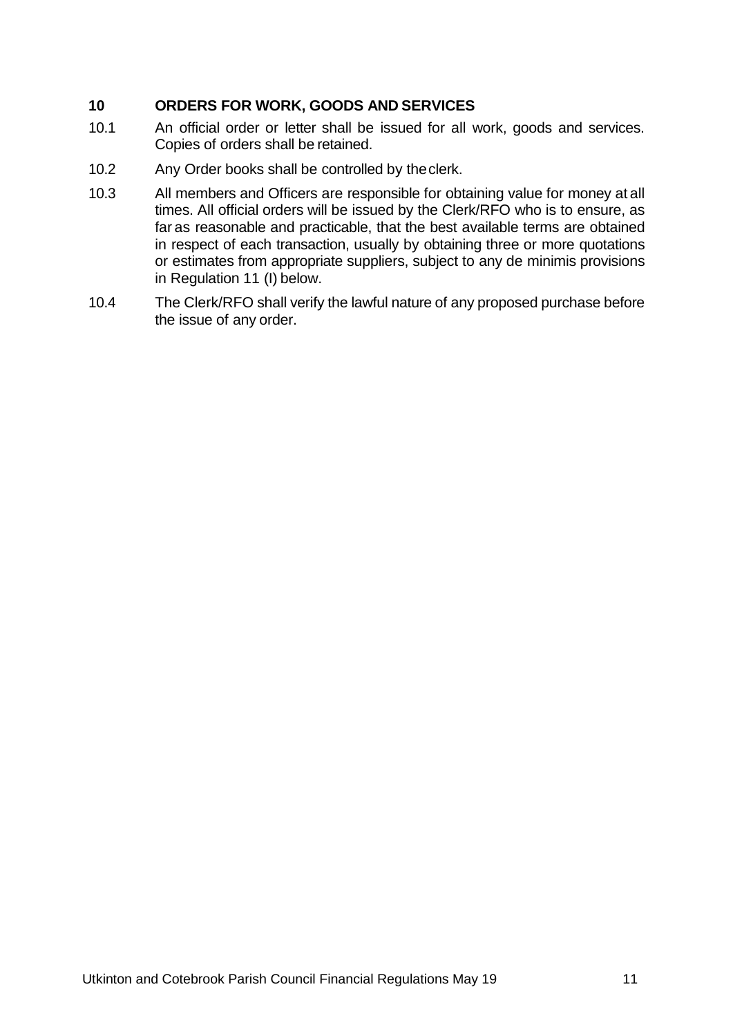## 10 ORDERS FOR WORK, GOODS AND SERVICES

10.1 An official order or letter shall be issued for all work, goods and services. Copies of orders shall be retained.

10.2 Any Order books shall be controlled by the clerk.

10.3 All members and Officers are responsible for obtaining value for money at all times. All official orders will be issued by the Clerk/RFO who is to ensure, as far as reasonable and practicable, that the best available terms are obtained in respect of each transaction, usually by obtaining three or more quotations or estimates from appropriate suppliers, subject to any de minimis provisions in Regulation 11 (I) below.

10.4 The Clerk/RFO shall verify the lawful nature of any proposed purchase before the issue of any order.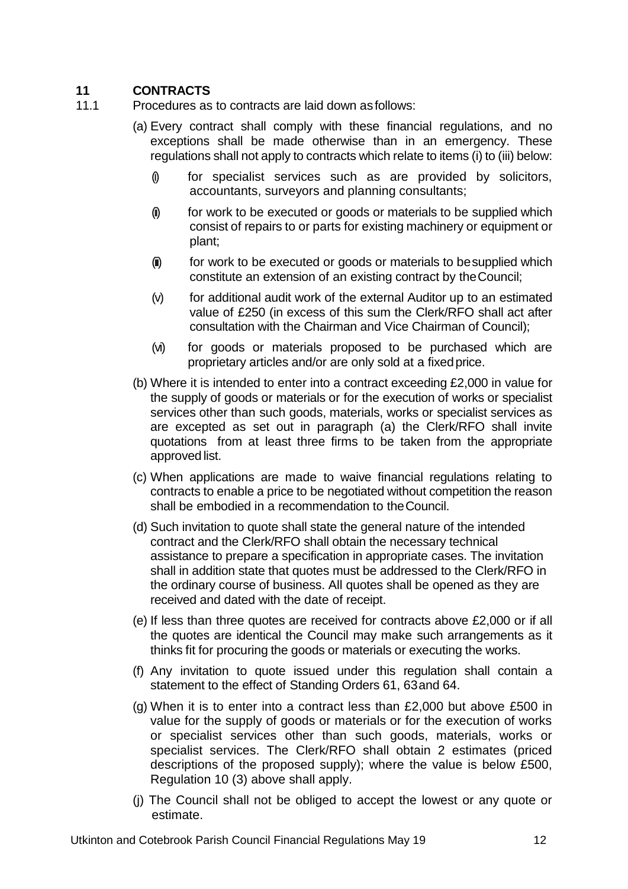## 11 CONTRACTS

11.1 Procedures as to contracts are laid down as follows:

(a) Every contract shall comply with these financial regulations, and no exceptions shall be made otherwise than in an emergency. These regulations shall not apply to contracts which relate to items (i) to (iii) below:

- (i) for specialist services such as are provided by solicitors, accountants, surveyors and planning consultants;
- (ii) for work to be executed or goods or materials to be supplied which consist of repairs to or parts for existing machinery or equipment or plant;
- (iii) for work to be executed or goods or materials to be supplied which constitute an extension of an existing contract by the Council;
- (v) for additional audit work of the external Auditor up to an estimated value of £250 (in excess of this sum the Clerk/RFO shall act after consultation with the Chairman and Vice Chairman of Council);
- (vi) for goods or materials proposed to be purchased which are proprietary articles and/or are only sold at a fixed price.

(b) Where it is intended to enter into a contract exceeding £2,000 in value for the supply of goods or materials or for the execution of works or specialist services other than such goods, materials, works or specialist services as are excepted as set out in paragraph (a) the Clerk/RFO shall invite quotations from at least three firms to be taken from the appropriate approved list.

(c) When applications are made to waive financial regulations relating to contracts to enable a price to be negotiated without competition the reason shall be embodied in a recommendation to the Council.

(d) Such invitation to quote shall state the general nature of the intended contract and the Clerk/RFO shall obtain the necessary technical assistance to prepare a specification in appropriate cases. The invitation shall in addition state that quotes must be addressed to the Clerk/RFO in the ordinary course of business. All quotes shall be opened as they are received and dated with the date of receipt.

(e) If less than three quotes are received for contracts above £2,000 or if all the quotes are identical the Council may make such arrangements as it thinks fit for procuring the goods or materials or executing the works.

(f) Any invitation to quote issued under this regulation shall contain a statement to the effect of Standing Orders 61, 63 and 64.

(g) When it is to enter into a contract less than £2,000 but above £500 in value for the supply of goods or materials or for the execution of works or specialist services other than such goods, materials, works or specialist services. The Clerk/RFO shall obtain 2 estimates (priced descriptions of the proposed supply); where the value is below £500, Regulation 10 (3) above shall apply.

(j) The Council shall not be obliged to accept the lowest or any quote or estimate.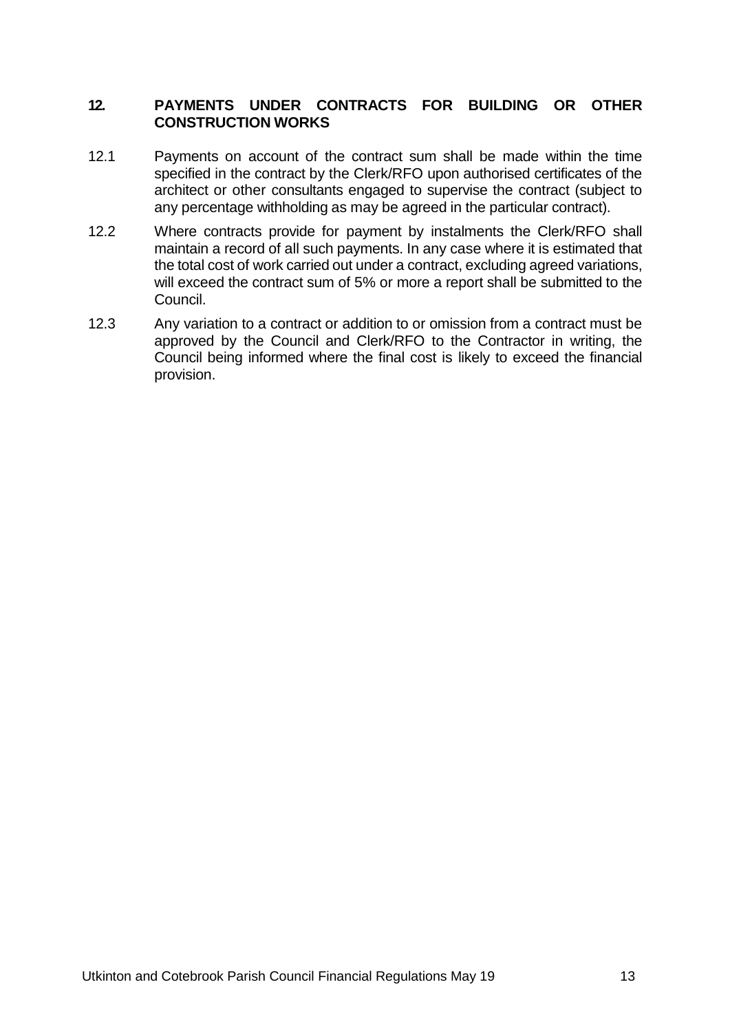## 12. PAYMENTS UNDER CONTRACTS FOR BUILDING OR OTHER CONSTRUCTION WORKS

12.1 Payments on account of the contract sum shall be made within the time specified in the contract by the Clerk/RFO upon authorised certificates of the architect or other consultants engaged to supervise the contract (subject to any percentage withholding as may be agreed in the particular contract).

12.2 Where contracts provide for payment by instalments the Clerk/RFO shall maintain a record of all such payments. In any case where it is estimated that the total cost of work carried out under a contract, excluding agreed variations, will exceed the contract sum of 5% or more a report shall be submitted to the Council.

12.3 Any variation to a contract or addition to or omission from a contract must be approved by the Council and Clerk/RFO to the Contractor in writing, the Council being informed where the final cost is likely to exceed the financial provision.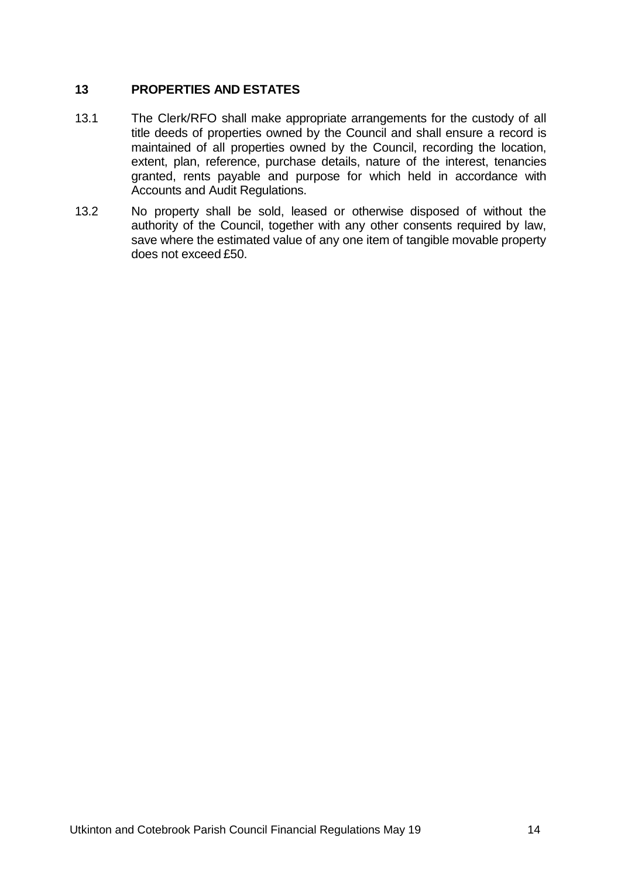## 13 PROPERTIES AND ESTATES

13.1 The Clerk/RFO shall make appropriate arrangements for the custody of all title deeds of properties owned by the Council and shall ensure a record is maintained of all properties owned by the Council, recording the location, extent, plan, reference, purchase details, nature of the interest, tenancies granted, rents payable and purpose for which held in accordance with Accounts and Audit Regulations.

13.2 No property shall be sold, leased or otherwise disposed of without the authority of the Council, together with any other consents required by law, save where the estimated value of any one item of tangible movable property does not exceed £50.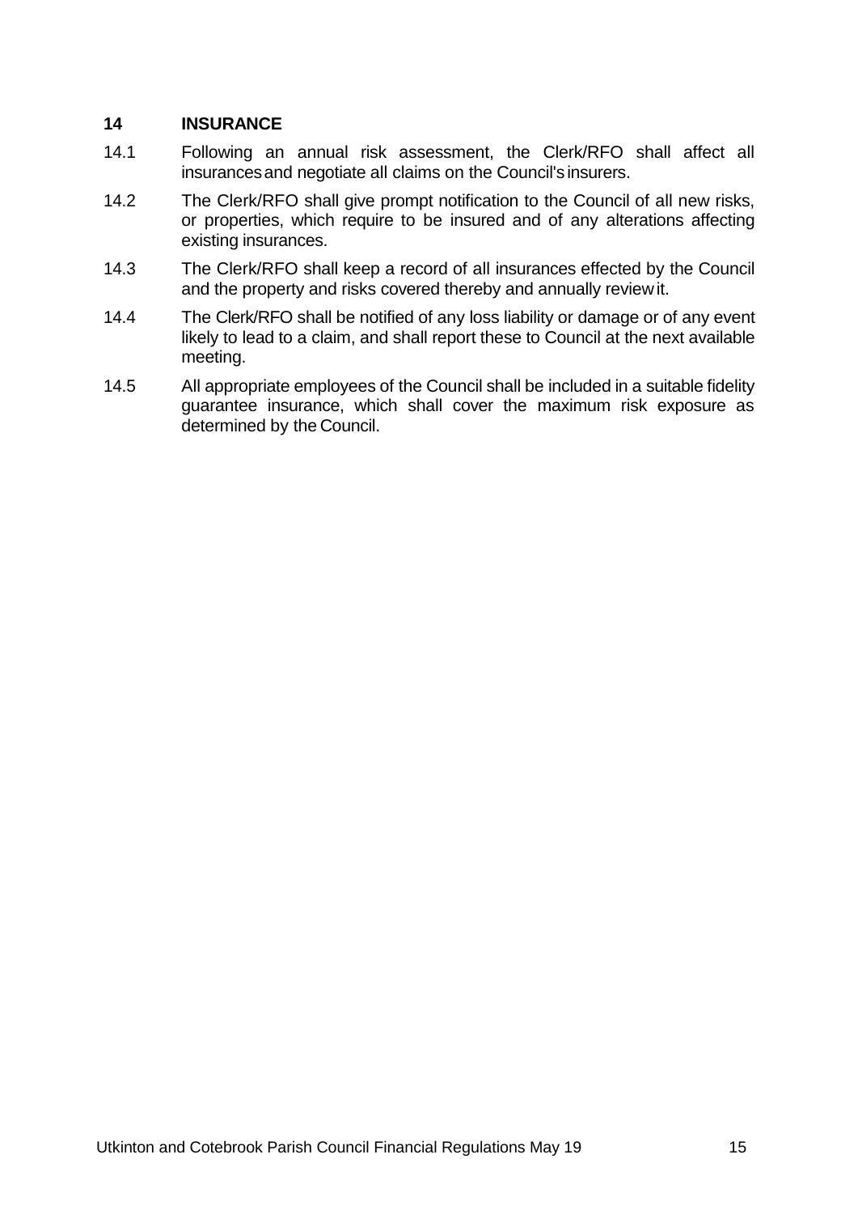## 14 INSURANCE

14.1 Following an annual risk assessment, the Clerk/RFO shall affect all insurances and negotiate all claims on the Council's insurers.

14.2 The Clerk/RFO shall give prompt notification to the Council of all new risks, or properties, which require to be insured and of any alterations affecting existing insurances.

14.3 The Clerk/RFO shall keep a record of all insurances effected by the Council and the property and risks covered thereby and annually review it.

14.4 The Clerk/RFO shall be notified of any loss liability or damage or of any event likely to lead to a claim, and shall report these to Council at the next available meeting.

14.5 All appropriate employees of the Council shall be included in a suitable fidelity guarantee insurance, which shall cover the maximum risk exposure as determined by the Council.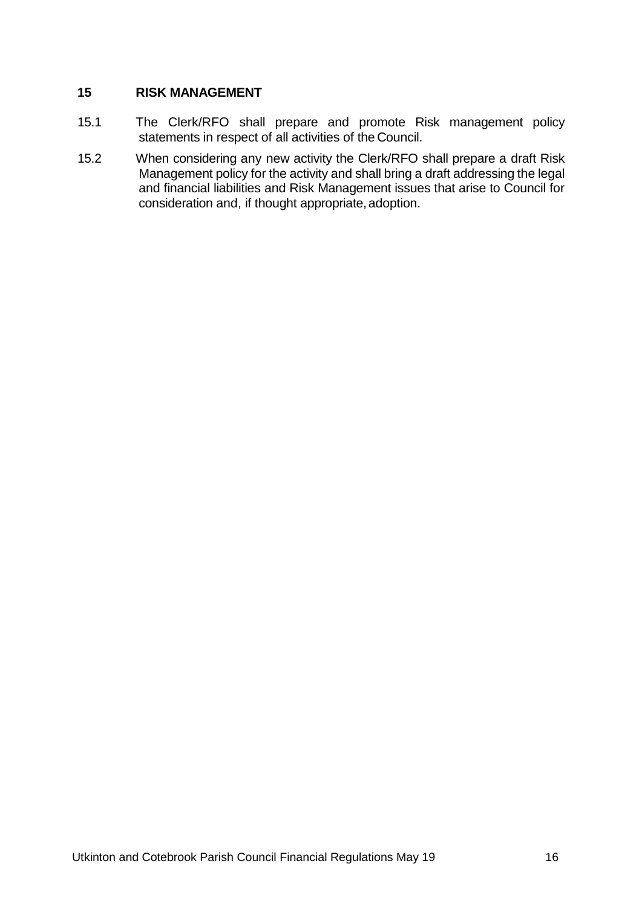## 15 RISK MANAGEMENT

15.1 The Clerk/RFO shall prepare and promote Risk management policy statements in respect of all activities of the Council.

15.2 When considering any new activity the Clerk/RFO shall prepare a draft Risk Management policy for the activity and shall bring a draft addressing the legal and financial liabilities and Risk Management issues that arise to Council for consideration and, if thought appropriate, adoption.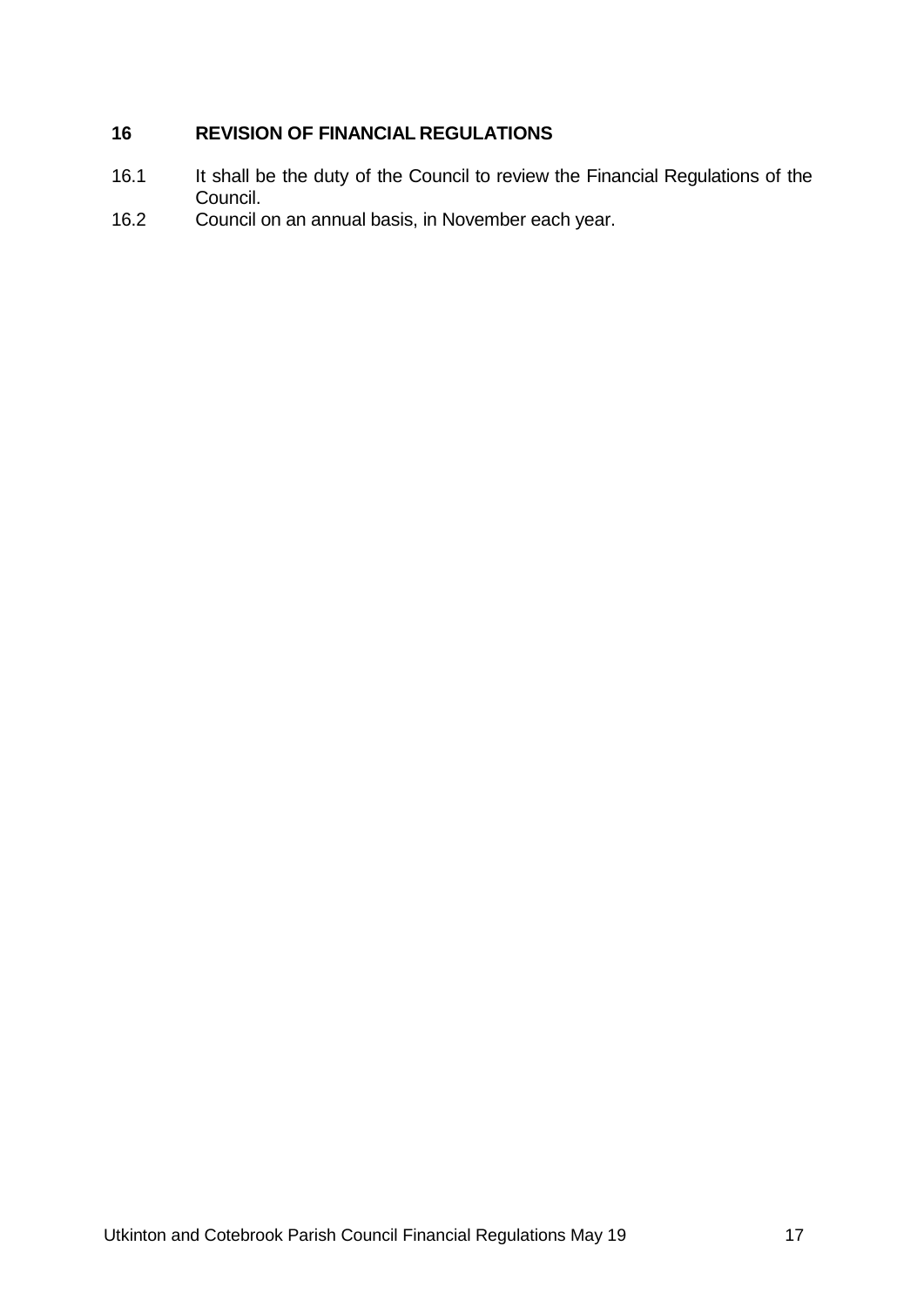## 16 REVISION OF FINANCIAL REGULATIONS

16.1 It shall be the duty of the Council to review the Financial Regulations of the Council.

16.2 Council on an annual basis, in November each year.